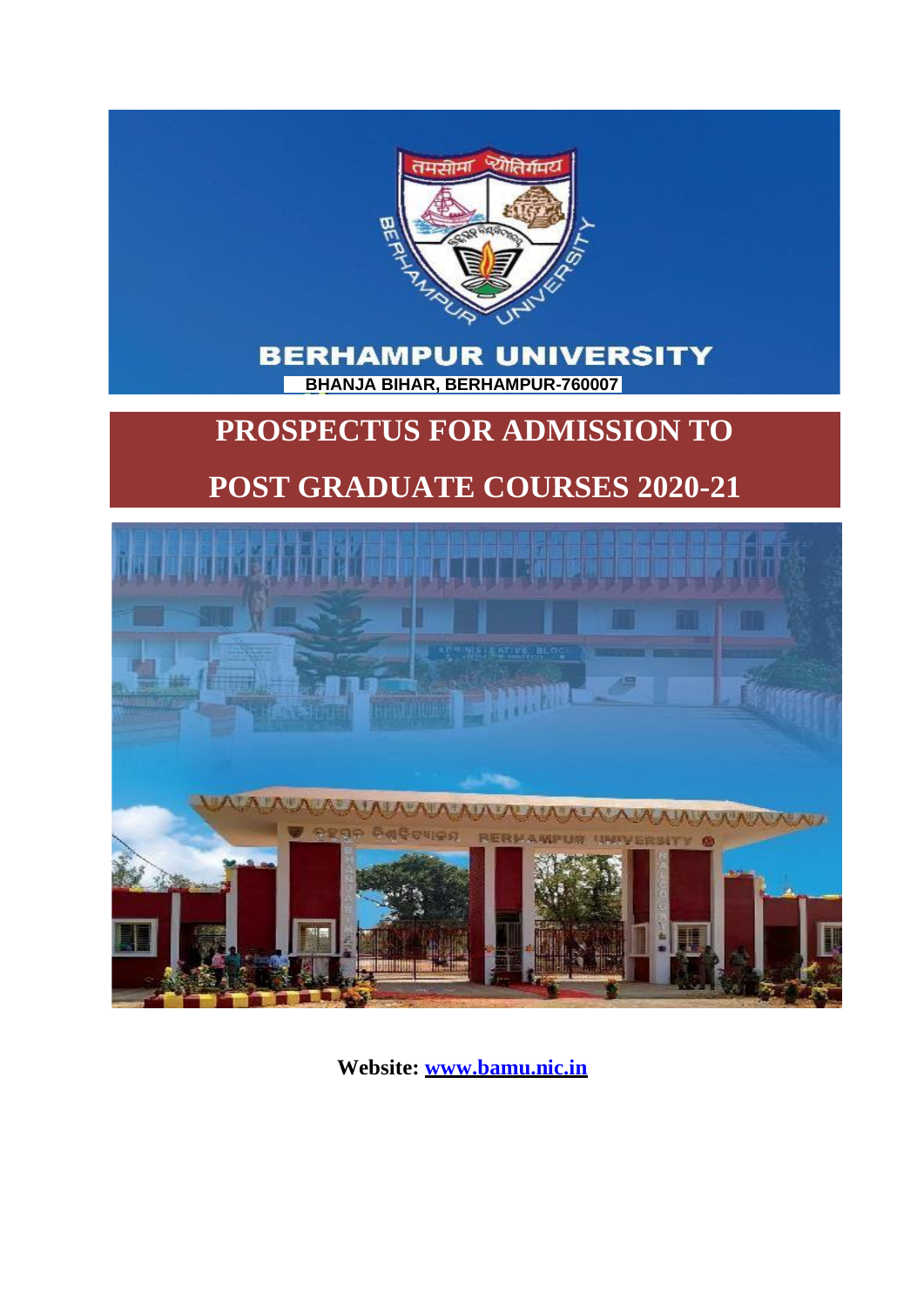# BERHAMPUR UNIVERSITY

**BHANJA BIHAR, BERHAMPUR-760007**

# PROSPECTUS FOR ADMISSION TO POST GRADUATE COURSES 2020-21

**Website: [www.bamu.nic.in](www.bamu.nic.in)**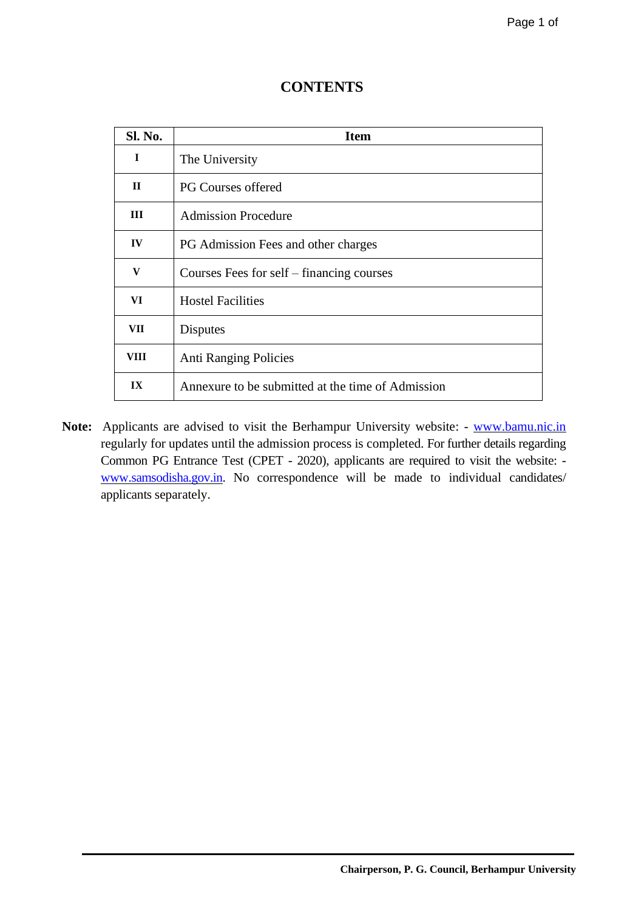# CONTENTS

| Sl. No. | Item |
|---|---|
| I | The University |
| II | PG Courses offered |
| III | Admission Procedure |
| IV | PG Admission Fees and other charges |
| V | Courses Fees for self – financing courses |
| VI | Hostel Facilities |
| VII | Disputes |
| VIII | Anti Ranging Policies |
| IX | Annexure to be submitted at the time of Admission |

**Note:** Applicants are advised to visit the Berhampur University website: - www.bamu.nic.in regularly for updates until the admission process is completed. For further details regarding Common PG Entrance Test (CPET - 2020), applicants are required to visit the website: - www.samsodisha.gov.in. No correspondence will be made to individual candidates/ applicants separately.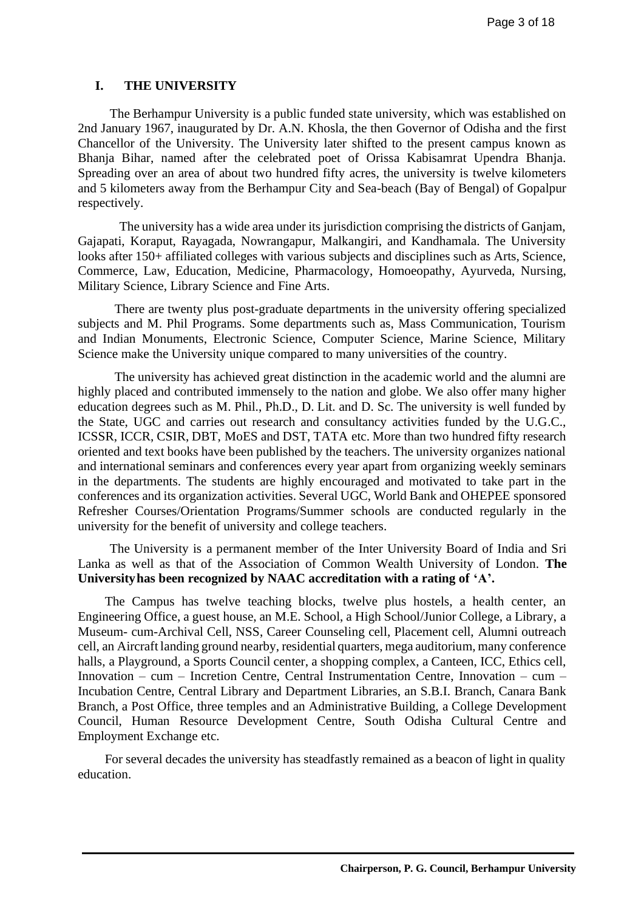## I. THE UNIVERSITY

The Berhampur University is a public funded state university, which was established on 2nd January 1967, inaugurated by Dr. A.N. Khosla, the then Governor of Odisha and the first Chancellor of the University. The University later shifted to the present campus known as Bhanja Bihar, named after the celebrated poet of Orissa Kabisamrat Upendra Bhanja. Spreading over an area of about two hundred fifty acres, the university is twelve kilometers and 5 kilometers away from the Berhampur City and Sea-beach (Bay of Bengal) of Gopalpur respectively.

The university has a wide area under its jurisdiction comprising the districts of Ganjam, Gajapati, Koraput, Rayagada, Nowrangapur, Malkangiri, and Kandhamala. The University looks after 150+ affiliated colleges with various subjects and disciplines such as Arts, Science, Commerce, Law, Education, Medicine, Pharmacology, Homoeopathy, Ayurveda, Nursing, Military Science, Library Science and Fine Arts.

There are twenty plus post-graduate departments in the university offering specialized subjects and M. Phil Programs. Some departments such as, Mass Communication, Tourism and Indian Monuments, Electronic Science, Computer Science, Marine Science, Military Science make the University unique compared to many universities of the country.

The university has achieved great distinction in the academic world and the alumni are highly placed and contributed immensely to the nation and globe. We also offer many higher education degrees such as M. Phil., Ph.D., D. Lit. and D. Sc. The university is well funded by the State, UGC and carries out research and consultancy activities funded by the U.G.C., ICSSR, ICCR, CSIR, DBT, MoES and DST, TATA etc. More than two hundred fifty research oriented and text books have been published by the teachers. The university organizes national and international seminars and conferences every year apart from organizing weekly seminars in the departments. The students are highly encouraged and motivated to take part in the conferences and its organization activities. Several UGC, World Bank and OHEPEE sponsored Refresher Courses/Orientation Programs/Summer schools are conducted regularly in the university for the benefit of university and college teachers.

The University is a permanent member of the Inter University Board of India and Sri Lanka as well as that of the Association of Common Wealth University of London. **The University has been recognized by NAAC accreditation with a rating of 'A'.**

The Campus has twelve teaching blocks, twelve plus hostels, a health center, an Engineering Office, a guest house, an M.E. School, a High School/Junior College, a Library, a Museum- cum-Archival Cell, NSS, Career Counseling cell, Placement cell, Alumni outreach cell, an Aircraft landing ground nearby, residential quarters, mega auditorium, many conference halls, a Playground, a Sports Council center, a shopping complex, a Canteen, ICC, Ethics cell, Innovation – cum – Incretion Centre, Central Instrumentation Centre, Innovation – cum – Incubation Centre, Central Library and Department Libraries, an S.B.I. Branch, Canara Bank Branch, a Post Office, three temples and an Administrative Building, a College Development Council, Human Resource Development Centre, South Odisha Cultural Centre and Employment Exchange etc.

For several decades the university has steadfastly remained as a beacon of light in quality education.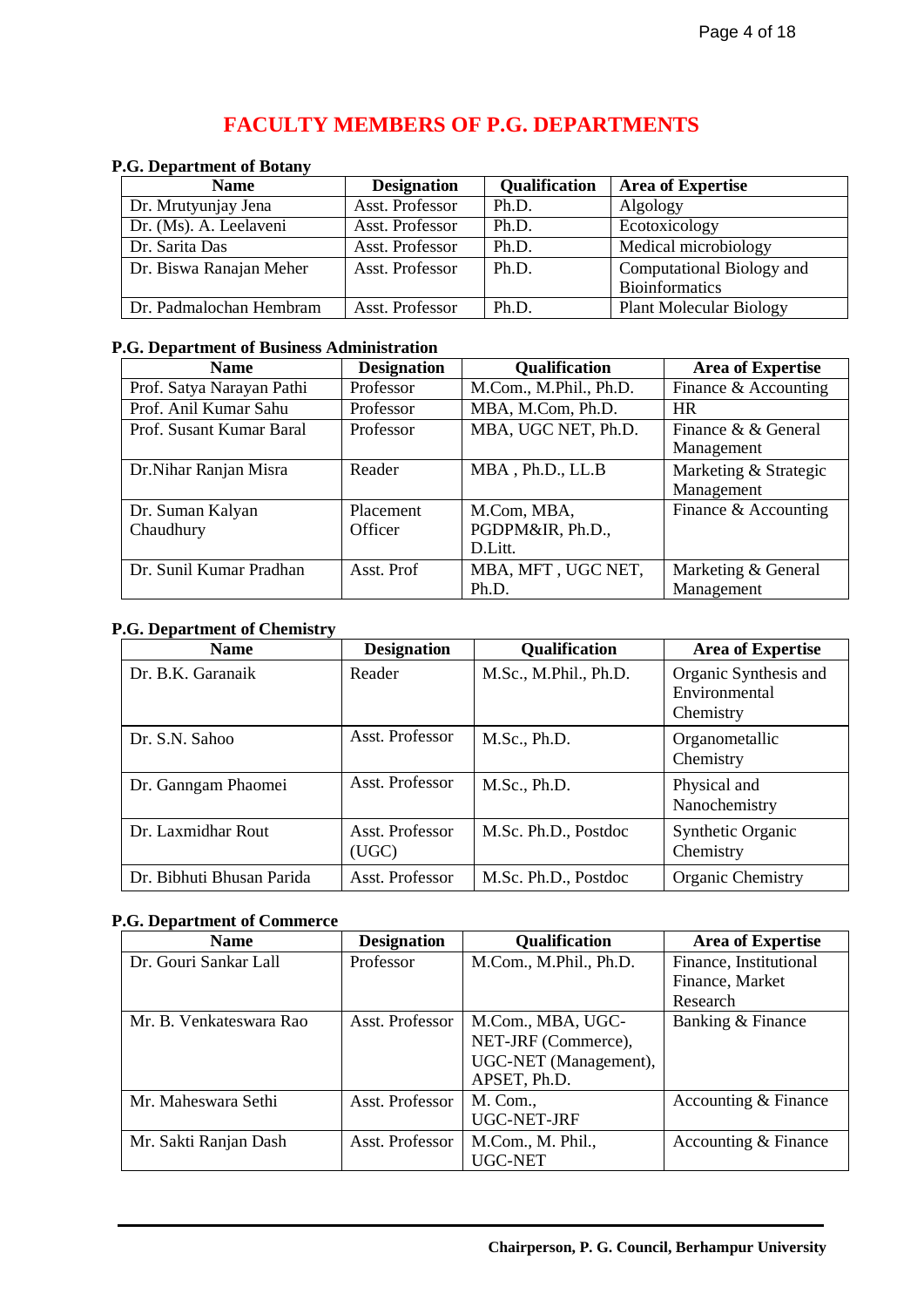# FACULTY MEMBERS OF P.G. DEPARTMENTS

**P.G. Department of Botany**

| Name | Designation | Qualification | Area of Expertise |
|---|---|---|---|
| Dr. Mrutyunjay Jena | Asst. Professor | Ph.D. | Algology |
| Dr. (Ms). A. Leelaveni | Asst. Professor | Ph.D. | Ecotoxicology |
| Dr. Sarita Das | Asst. Professor | Ph.D. | Medical microbiology |
| Dr. Biswa Ranajan Meher | Asst. Professor | Ph.D. | Computational Biology and Bioinformatics |
| Dr. Padmalochan Hembram | Asst. Professor | Ph.D. | Plant Molecular Biology |

**P.G. Department of Business Administration**

| Name | Designation | Qualification | Area of Expertise |
|---|---|---|---|
| Prof. Satya Narayan Pathi | Professor | M.Com., M.Phil., Ph.D. | Finance & Accounting |
| Prof. Anil Kumar Sahu | Professor | MBA, M.Com, Ph.D. | HR |
| Prof. Susant Kumar Baral | Professor | MBA, UGC NET, Ph.D. | Finance & & General Management |
| Dr.Nihar Ranjan Misra | Reader | MBA , Ph.D., LL.B | Marketing & Strategic Management |
| Dr. Suman Kalyan Chaudhury | Placement Officer | M.Com, MBA, PGDPM&IR, Ph.D., D.Litt. | Finance & Accounting |
| Dr. Sunil Kumar Pradhan | Asst. Prof | MBA, MFT , UGC NET, Ph.D. | Marketing & General Management |

**P.G. Department of Chemistry**

| Name | Designation | Qualification | Area of Expertise |
|---|---|---|---|
| Dr. B.K. Garanaik | Reader | M.Sc., M.Phil., Ph.D. | Organic Synthesis and Environmental Chemistry |
| Dr. S.N. Sahoo | Asst. Professor | M.Sc., Ph.D. | Organometallic Chemistry |
| Dr. Ganngam Phaomei | Asst. Professor | M.Sc., Ph.D. | Physical and Nanochemistry |
| Dr. Laxmidhar Rout | Asst. Professor (UGC) | M.Sc. Ph.D., Postdoc | Synthetic Organic Chemistry |
| Dr. Bibhuti Bhusan Parida | Asst. Professor | M.Sc. Ph.D., Postdoc | Organic Chemistry |

**P.G. Department of Commerce**

| Name | Designation | Qualification | Area of Expertise |
|---|---|---|---|
| Dr. Gouri Sankar Lall | Professor | M.Com., M.Phil., Ph.D. | Finance, Institutional Finance, Market Research |
| Mr. B. Venkateswara Rao | Asst. Professor | M.Com., MBA, UGC-NET-JRF (Commerce), UGC-NET (Management), APSET, Ph.D. | Banking & Finance |
| Mr. Maheswara Sethi | Asst. Professor | M. Com., UGC-NET-JRF | Accounting & Finance |
| Mr. Sakti Ranjan Dash | Asst. Professor | M.Com., M. Phil., UGC-NET | Accounting & Finance |

**Chairperson, P. G. Council, Berhampur University**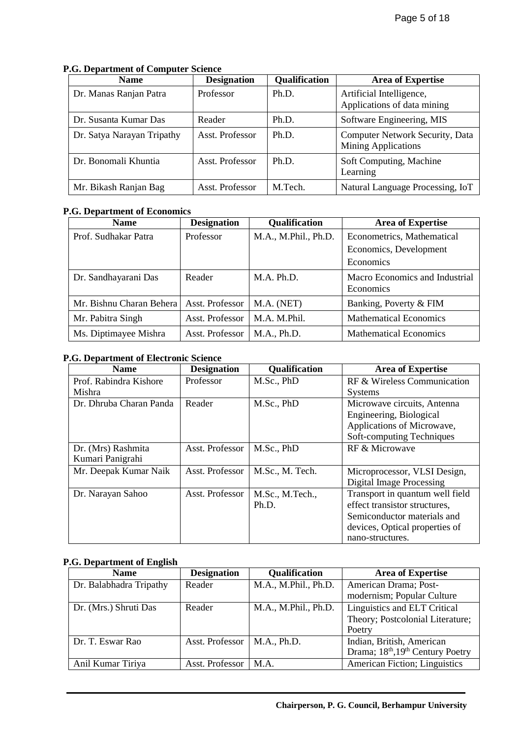**P.G. Department of Computer Science**

| Name | Designation | Qualification | Area of Expertise |
|---|---|---|---|
| Dr. Manas Ranjan Patra | Professor | Ph.D. | Artificial Intelligence, Applications of data mining |
| Dr. Susanta Kumar Das | Reader | Ph.D. | Software Engineering, MIS |
| Dr. Satya Narayan Tripathy | Asst. Professor | Ph.D. | Computer Network Security, Data Mining Applications |
| Dr. Bonomali Khuntia | Asst. Professor | Ph.D. | Soft Computing, Machine Learning |
| Mr. Bikash Ranjan Bag | Asst. Professor | M.Tech. | Natural Language Processing, IoT |

**P.G. Department of Economics**

| Name | Designation | Qualification | Area of Expertise |
|---|---|---|---|
| Prof. Sudhakar Patra | Professor | M.A., M.Phil., Ph.D. | Econometrics, Mathematical Economics, Development Economics |
| Dr. Sandhayarani Das | Reader | M.A. Ph.D. | Macro Economics and Industrial Economics |
| Mr. Bishnu Charan Behera | Asst. Professor | M.A. (NET) | Banking, Poverty & FIM |
| Mr. Pabitra Singh | Asst. Professor | M.A. M.Phil. | Mathematical Economics |
| Ms. Diptimayee Mishra | Asst. Professor | M.A., Ph.D. | Mathematical Economics |

**P.G. Department of Electronic Science**

| Name | Designation | Qualification | Area of Expertise |
|---|---|---|---|
| Prof. Rabindra Kishore Mishra | Professor | M.Sc., PhD | RF & Wireless Communication Systems |
| Dr. Dhruba Charan Panda | Reader | M.Sc., PhD | Microwave circuits, Antenna Engineering, Biological Applications of Microwave, Soft-computing Techniques |
| Dr. (Mrs) Rashmita Kumari Panigrahi | Asst. Professor | M.Sc., PhD | RF & Microwave |
| Mr. Deepak Kumar Naik | Asst. Professor | M.Sc., M. Tech. | Microprocessor, VLSI Design, Digital Image Processing |
| Dr. Narayan Sahoo | Asst. Professor | M.Sc., M.Tech., Ph.D. | Transport in quantum well field effect transistor structures, Semiconductor materials and devices, Optical properties of nano-structures. |

**P.G. Department of English**

| Name | Designation | Qualification | Area of Expertise |
|---|---|---|---|
| Dr. Balabhadra Tripathy | Reader | M.A., M.Phil., Ph.D. | American Drama; Post-modernism; Popular Culture |
| Dr. (Mrs.) Shruti Das | Reader | M.A., M.Phil., Ph.D. | Linguistics and ELT Critical Theory; Postcolonial Literature; Poetry |
| Dr. T. Eswar Rao | Asst. Professor | M.A., Ph.D. | Indian, British, American Drama; 18th,19th Century Poetry |
| Anil Kumar Tiriya | Asst. Professor | M.A. | American Fiction; Linguistics |

**Chairperson, P. G. Council, Berhampur University**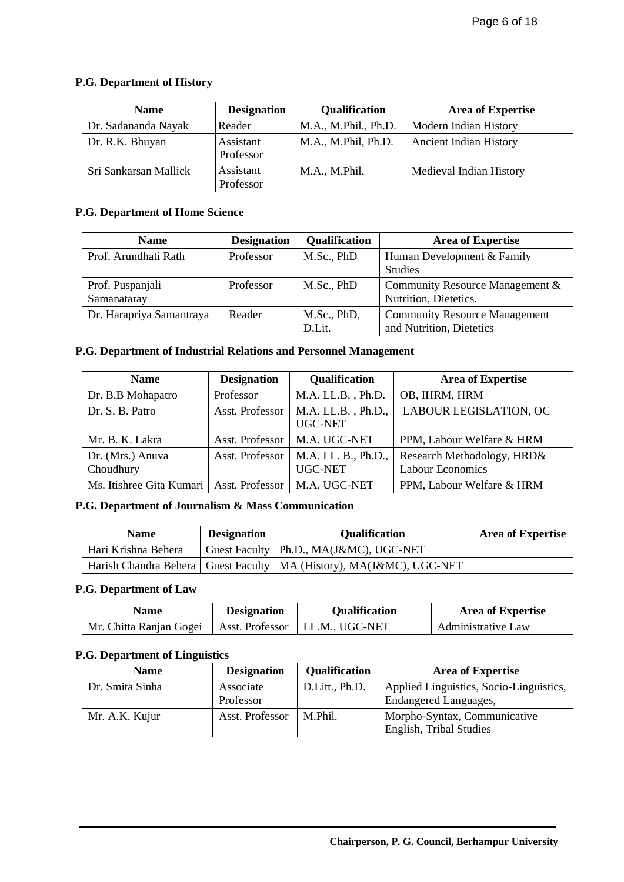**P.G. Department of History**

| Name | Designation | Qualification | Area of Expertise |
|---|---|---|---|
| Dr. Sadananda Nayak | Reader | M.A., M.Phil., Ph.D. | Modern Indian History |
| Dr. R.K. Bhuyan | Assistant Professor | M.A., M.Phil, Ph.D. | Ancient Indian History |
| Sri Sankarsan Mallick | Assistant Professor | M.A., M.Phil. | Medieval Indian History |

**P.G. Department of Home Science**

| Name | Designation | Qualification | Area of Expertise |
|---|---|---|---|
| Prof. Arundhati Rath | Professor | M.Sc., PhD | Human Development & Family Studies |
| Prof. Puspanjali Samanataray | Professor | M.Sc., PhD | Community Resource Management & Nutrition, Dietetics. |
| Dr. Harapriya Samantraya | Reader | M.Sc., PhD, D.Lit. | Community Resource Management and Nutrition, Dietetics |

**P.G. Department of Industrial Relations and Personnel Management**

| Name | Designation | Qualification | Area of Expertise |
|---|---|---|---|
| Dr. B.B Mohapatro | Professor | M.A. LL.B. , Ph.D. | OB, IHRM, HRM |
| Dr. S. B. Patro | Asst. Professor | M.A. LL.B. , Ph.D., UGC-NET | LABOUR LEGISLATION, OC |
| Mr. B. K. Lakra | Asst. Professor | M.A. UGC-NET | PPM, Labour Welfare & HRM |
| Dr. (Mrs.) Anuva Choudhury | Asst. Professor | M.A. LL. B., Ph.D., UGC-NET | Research Methodology, HRD& Labour Economics |
| Ms. Itishree Gita Kumari | Asst. Professor | M.A. UGC-NET | PPM, Labour Welfare & HRM |

**P.G. Department of Journalism & Mass Communication**

| Name | Designation | Qualification | Area of Expertise |
|---|---|---|---|
| Hari Krishna Behera | Guest Faculty | Ph.D., MA(J&MC), UGC-NET | |
| Harish Chandra Behera | Guest Faculty | MA (History), MA(J&MC), UGC-NET | |

**P.G. Department of Law**

| Name | Designation | Qualification | Area of Expertise |
|---|---|---|---|
| Mr. Chitta Ranjan Gogei | Asst. Professor | LL.M., UGC-NET | Administrative Law |

**P.G. Department of Linguistics**

| Name | Designation | Qualification | Area of Expertise |
|---|---|---|---|
| Dr. Smita Sinha | Associate Professor | D.Litt., Ph.D. | Applied Linguistics, Socio-Linguistics, Endangered Languages, |
| Mr. A.K. Kujur | Asst. Professor | M.Phil. | Morpho-Syntax, Communicative English, Tribal Studies |

**Chairperson, P. G. Council, Berhampur University**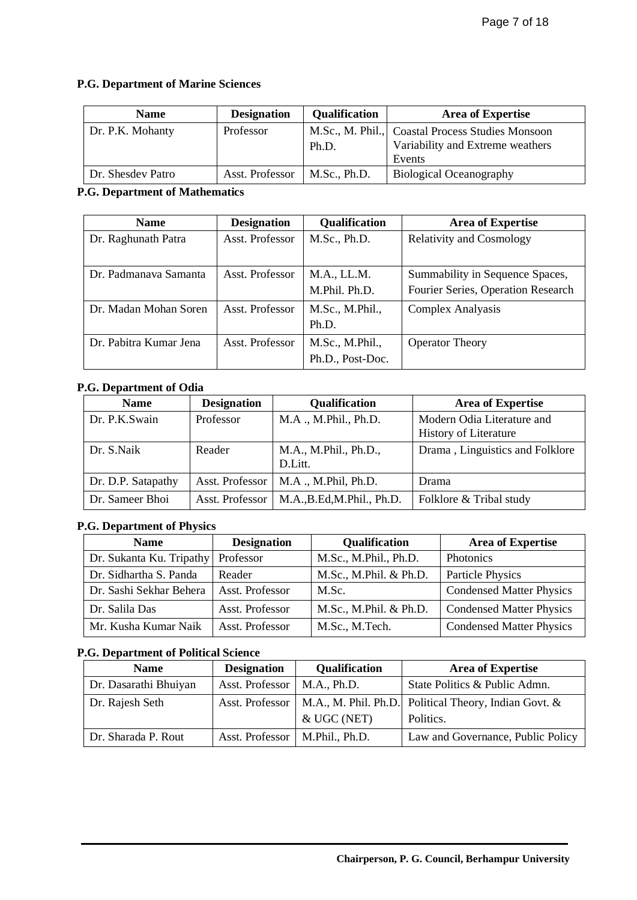**P.G. Department of Marine Sciences**

| Name | Designation | Qualification | Area of Expertise |
|---|---|---|---|
| Dr. P.K. Mohanty | Professor | M.Sc., M. Phil., Ph.D. | Coastal Process Studies Monsoon Variability and Extreme weathers Events |
| Dr. Shesdev Patro | Asst. Professor | M.Sc., Ph.D. | Biological Oceanography |

**P.G. Department of Mathematics**

| Name | Designation | Qualification | Area of Expertise |
|---|---|---|---|
| Dr. Raghunath Patra | Asst. Professor | M.Sc., Ph.D. | Relativity and Cosmology |
| Dr. Padmanava Samanta | Asst. Professor | M.A., LL.M. M.Phil. Ph.D. | Summability in Sequence Spaces, Fourier Series, Operation Research |
| Dr. Madan Mohan Soren | Asst. Professor | M.Sc., M.Phil., Ph.D. | Complex Analyasis |
| Dr. Pabitra Kumar Jena | Asst. Professor | M.Sc., M.Phil., Ph.D., Post-Doc. | Operator Theory |

**P.G. Department of Odia**

| Name | Designation | Qualification | Area of Expertise |
|---|---|---|---|
| Dr. P.K.Swain | Professor | M.A ., M.Phil., Ph.D. | Modern Odia Literature and History of Literature |
| Dr. S.Naik | Reader | M.A., M.Phil., Ph.D., D.Litt. | Drama , Linguistics and Folklore |
| Dr. D.P. Satapathy | Asst. Professor | M.A ., M.Phil, Ph.D. | Drama |
| Dr. Sameer Bhoi | Asst. Professor | M.A.,B.Ed,M.Phil., Ph.D. | Folklore & Tribal study |

**P.G. Department of Physics**

| Name | Designation | Qualification | Area of Expertise |
|---|---|---|---|
| Dr. Sukanta Ku. Tripathy | Professor | M.Sc., M.Phil., Ph.D. | Photonics |
| Dr. Sidhartha S. Panda | Reader | M.Sc., M.Phil. & Ph.D. | Particle Physics |
| Dr. Sashi Sekhar Behera | Asst. Professor | M.Sc. | Condensed Matter Physics |
| Dr. Salila Das | Asst. Professor | M.Sc., M.Phil. & Ph.D. | Condensed Matter Physics |
| Mr. Kusha Kumar Naik | Asst. Professor | M.Sc., M.Tech. | Condensed Matter Physics |

**P.G. Department of Political Science**

| Name | Designation | Qualification | Area of Expertise |
|---|---|---|---|
| Dr. Dasarathi Bhuiyan | Asst. Professor | M.A., Ph.D. | State Politics & Public Admn. |
| Dr. Rajesh Seth | Asst. Professor | M.A., M. Phil. Ph.D. & UGC (NET) | Political Theory, Indian Govt. & Politics. |
| Dr. Sharada P. Rout | Asst. Professor | M.Phil., Ph.D. | Law and Governance, Public Policy |

**Chairperson, P. G. Council, Berhampur University**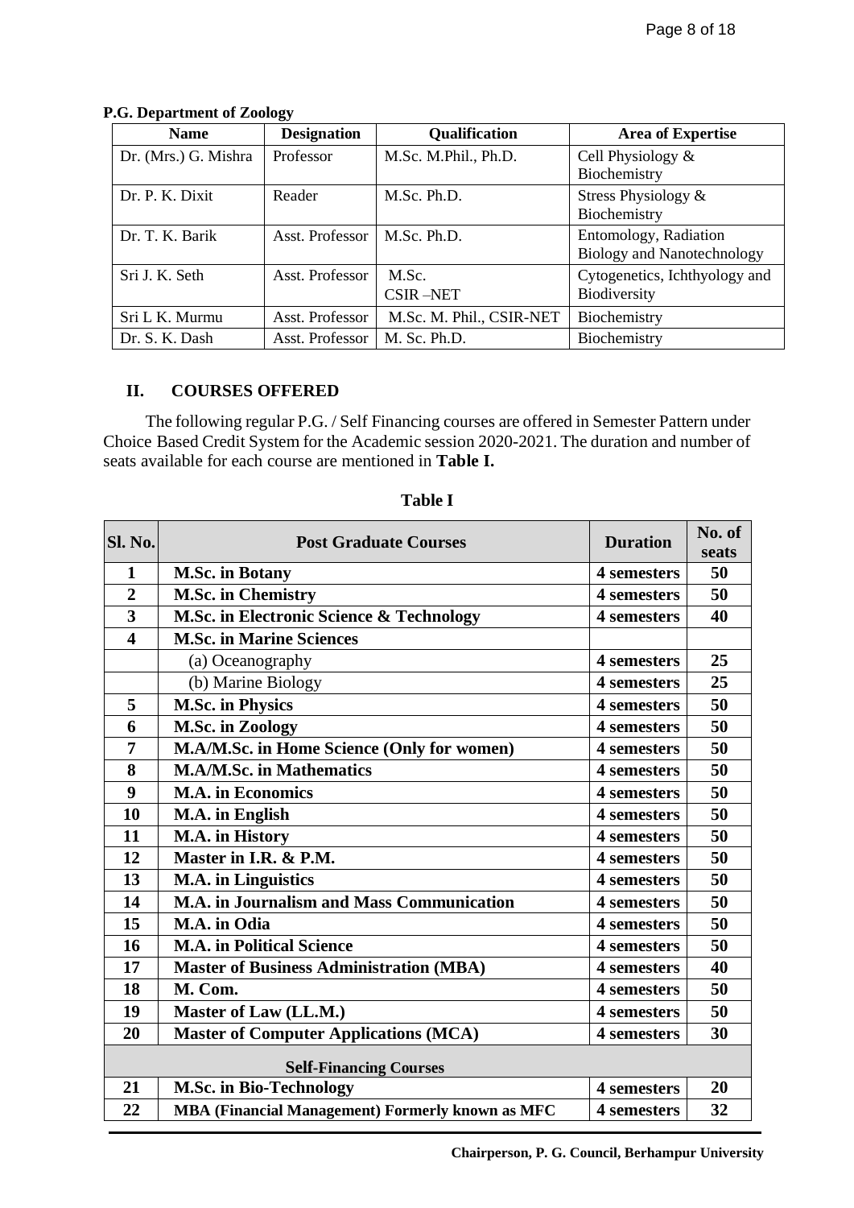**P.G. Department of Zoology**

| Name | Designation | Qualification | Area of Expertise |
|---|---|---|---|
| Dr. (Mrs.) G. Mishra | Professor | M.Sc. M.Phil., Ph.D. | Cell Physiology & Biochemistry |
| Dr. P. K. Dixit | Reader | M.Sc. Ph.D. | Stress Physiology & Biochemistry |
| Dr. T. K. Barik | Asst. Professor | M.Sc. Ph.D. | Entomology, Radiation Biology and Nanotechnology |
| Sri J. K. Seth | Asst. Professor | M.Sc. CSIR –NET | Cytogenetics, Ichthyology and Biodiversity |
| Sri L K. Murmu | Asst. Professor | M.Sc. M. Phil., CSIR-NET | Biochemistry |
| Dr. S. K. Dash | Asst. Professor | M. Sc. Ph.D. | Biochemistry |

## II. COURSES OFFERED

The following regular P.G. / Self Financing courses are offered in Semester Pattern under Choice Based Credit System for the Academic session 2020-2021. The duration and number of seats available for each course are mentioned in **Table I.**

**Table I**

| Sl. No. | Post Graduate Courses | Duration | No. of seats |
|---|---|---|---|
| **1** | **M.Sc. in Botany** | **4 semesters** | **50** |
| **2** | **M.Sc. in Chemistry** | **4 semesters** | **50** |
| **3** | **M.Sc. in Electronic Science & Technology** | **4 semesters** | **40** |
| **4** | **M.Sc. in Marine Sciences** | | |
| | (a) Oceanography | **4 semesters** | **25** |
| | (b) Marine Biology | **4 semesters** | **25** |
| **5** | **M.Sc. in Physics** | **4 semesters** | **50** |
| **6** | **M.Sc. in Zoology** | **4 semesters** | **50** |
| **7** | **M.A/M.Sc. in Home Science (Only for women)** | **4 semesters** | **50** |
| **8** | **M.A/M.Sc. in Mathematics** | **4 semesters** | **50** |
| **9** | **M.A. in Economics** | **4 semesters** | **50** |
| **10** | **M.A. in English** | **4 semesters** | **50** |
| **11** | **M.A. in History** | **4 semesters** | **50** |
| **12** | **Master in I.R. & P.M.** | **4 semesters** | **50** |
| **13** | **M.A. in Linguistics** | **4 semesters** | **50** |
| **14** | **M.A. in Journalism and Mass Communication** | **4 semesters** | **50** |
| **15** | **M.A. in Odia** | **4 semesters** | **50** |
| **16** | **M.A. in Political Science** | **4 semesters** | **50** |
| **17** | **Master of Business Administration (MBA)** | **4 semesters** | **40** |
| **18** | **M. Com.** | **4 semesters** | **50** |
| **19** | **Master of Law (LL.M.)** | **4 semesters** | **50** |
| **20** | **Master of Computer Applications (MCA)** | **4 semesters** | **30** |
| | **Self-Financing Courses** | | |
| **21** | **M.Sc. in Bio-Technology** | **4 semesters** | **20** |
| **22** | **MBA (Financial Management) Formerly known as MFC** | **4 semesters** | **32** |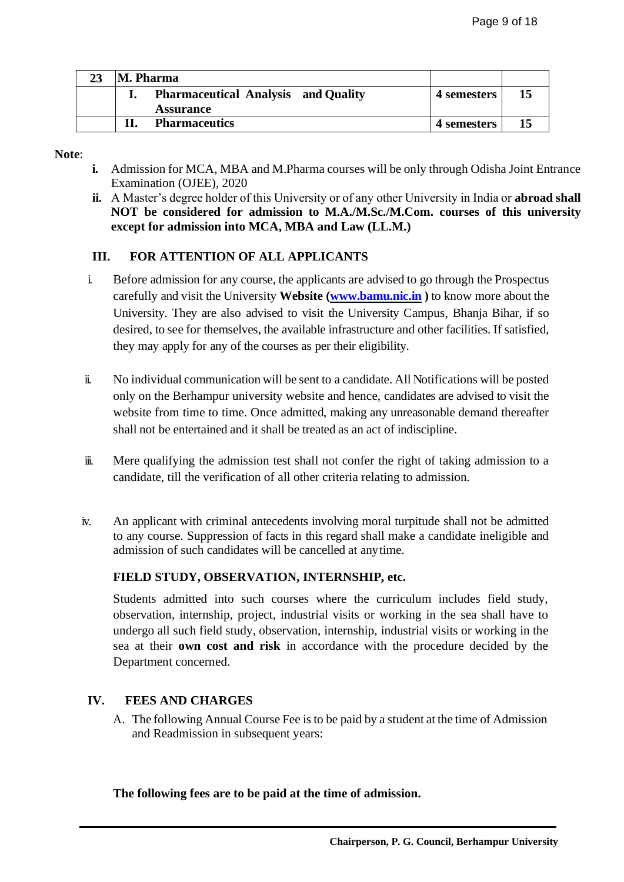| 23 | M. Pharma | | |
|---|---|---|---|
| | **I. Pharmaceutical Analysis and Quality Assurance** | **4 semesters** | **15** |
| | **II. Pharmaceutics** | **4 semesters** | **15** |

**Note**:

- **i.** Admission for MCA, MBA and M.Pharma courses will be only through Odisha Joint Entrance Examination (OJEE), 2020
- **ii.** A Master's degree holder of this University or of any other University in India or **abroad shall NOT be considered for admission to M.A./M.Sc./M.Com. courses of this university except for admission into MCA, MBA and Law (LL.M.)**

## III. FOR ATTENTION OF ALL APPLICANTS

- i. Before admission for any course, the applicants are advised to go through the Prospectus carefully and visit the University **Website ([www.bamu.nic.in](http://www.bamu.nic.in) )** to know more about the University. They are also advised to visit the University Campus, Bhanja Bihar, if so desired, to see for themselves, the available infrastructure and other facilities. If satisfied, they may apply for any of the courses as per their eligibility.
- ii. No individual communication will be sent to a candidate. All Notifications will be posted only on the Berhampur university website and hence, candidates are advised to visit the website from time to time. Once admitted, making any unreasonable demand thereafter shall not be entertained and it shall be treated as an act of indiscipline.
- iii. Mere qualifying the admission test shall not confer the right of taking admission to a candidate, till the verification of all other criteria relating to admission.
- iv. An applicant with criminal antecedents involving moral turpitude shall not be admitted to any course. Suppression of facts in this regard shall make a candidate ineligible and admission of such candidates will be cancelled at anytime.

**FIELD STUDY, OBSERVATION, INTERNSHIP, etc.**

Students admitted into such courses where the curriculum includes field study, observation, internship, project, industrial visits or working in the sea shall have to undergo all such field study, observation, internship, industrial visits or working in the sea at their **own cost and risk** in accordance with the procedure decided by the Department concerned.

## IV. FEES AND CHARGES

A. The following Annual Course Fee is to be paid by a student at the time of Admission and Readmission in subsequent years:

**The following fees are to be paid at the time of admission.**

**Chairperson, P. G. Council, Berhampur University**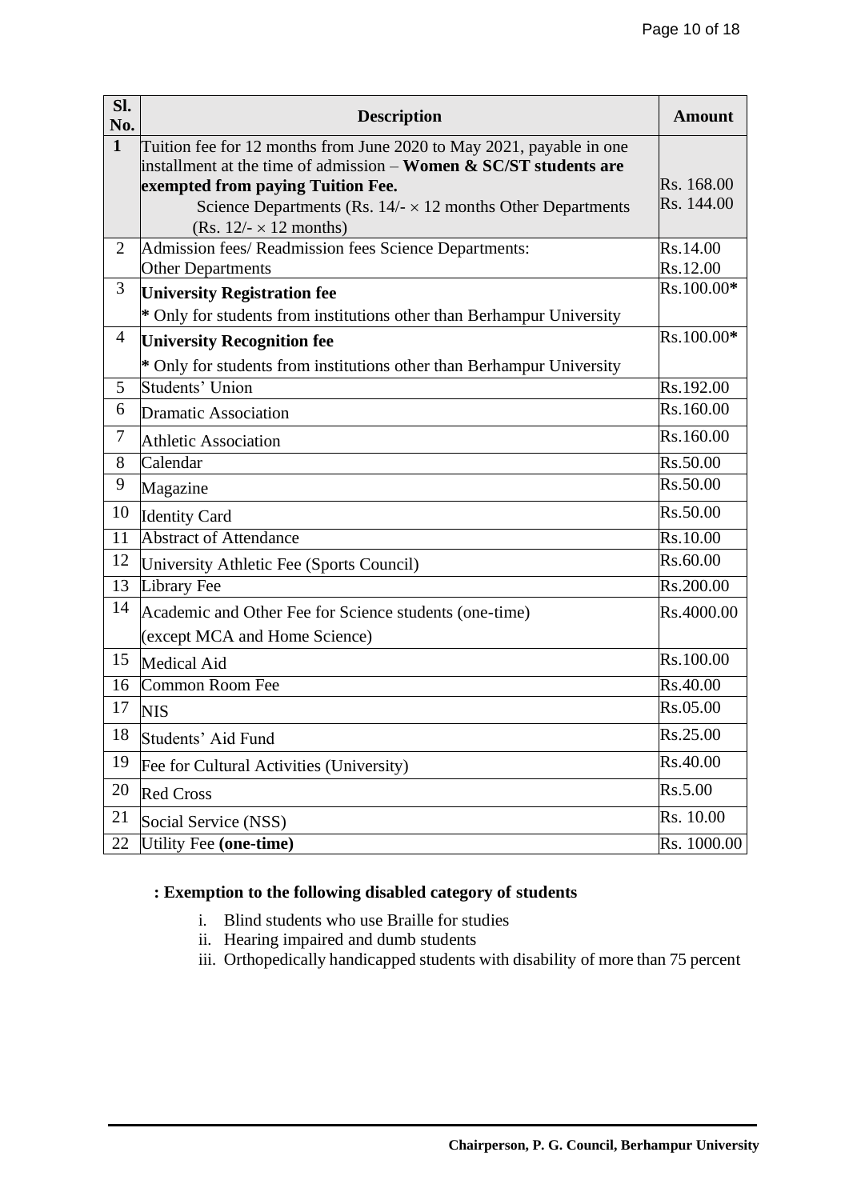| Sl. No. | Description | Amount |
|---|---|---|
| **1** | Tuition fee for 12 months from June 2020 to May 2021, payable in one installment at the time of admission – **Women & SC/ST students are exempted from paying Tuition Fee.** Science Departments (Rs. 14/- × 12 months Other Departments (Rs. 12/- × 12 months) | Rs. 168.00<br>Rs. 144.00 |
| 2 | Admission fees/ Readmission fees Science Departments:<br>Other Departments | Rs.14.00<br>Rs.12.00 |
| 3 | **University Registration fee**<br>* Only for students from institutions other than Berhampur University | Rs.100.00* |
| 4 | **University Recognition fee**<br>* Only for students from institutions other than Berhampur University | Rs.100.00* |
| 5 | Students' Union | Rs.192.00 |
| 6 | Dramatic Association | Rs.160.00 |
| 7 | Athletic Association | Rs.160.00 |
| 8 | Calendar | Rs.50.00 |
| 9 | Magazine | Rs.50.00 |
| 10 | Identity Card | Rs.50.00 |
| 11 | Abstract of Attendance | Rs.10.00 |
| 12 | University Athletic Fee (Sports Council) | Rs.60.00 |
| 13 | Library Fee | Rs.200.00 |
| 14 | Academic and Other Fee for Science students (one-time)<br>(except MCA and Home Science) | Rs.4000.00 |
| 15 | Medical Aid | Rs.100.00 |
| 16 | Common Room Fee | Rs.40.00 |
| 17 | NIS | Rs.05.00 |
| 18 | Students' Aid Fund | Rs.25.00 |
| 19 | Fee for Cultural Activities (University) | Rs.40.00 |
| 20 | Red Cross | Rs.5.00 |
| 21 | Social Service (NSS) | Rs. 10.00 |
| 22 | Utility Fee **(one-time)** | Rs. 1000.00 |

**: Exemption to the following disabled category of students**

i. Blind students who use Braille for studies
ii. Hearing impaired and dumb students
iii. Orthopedically handicapped students with disability of more than 75 percent

**Chairperson, P. G. Council, Berhampur University**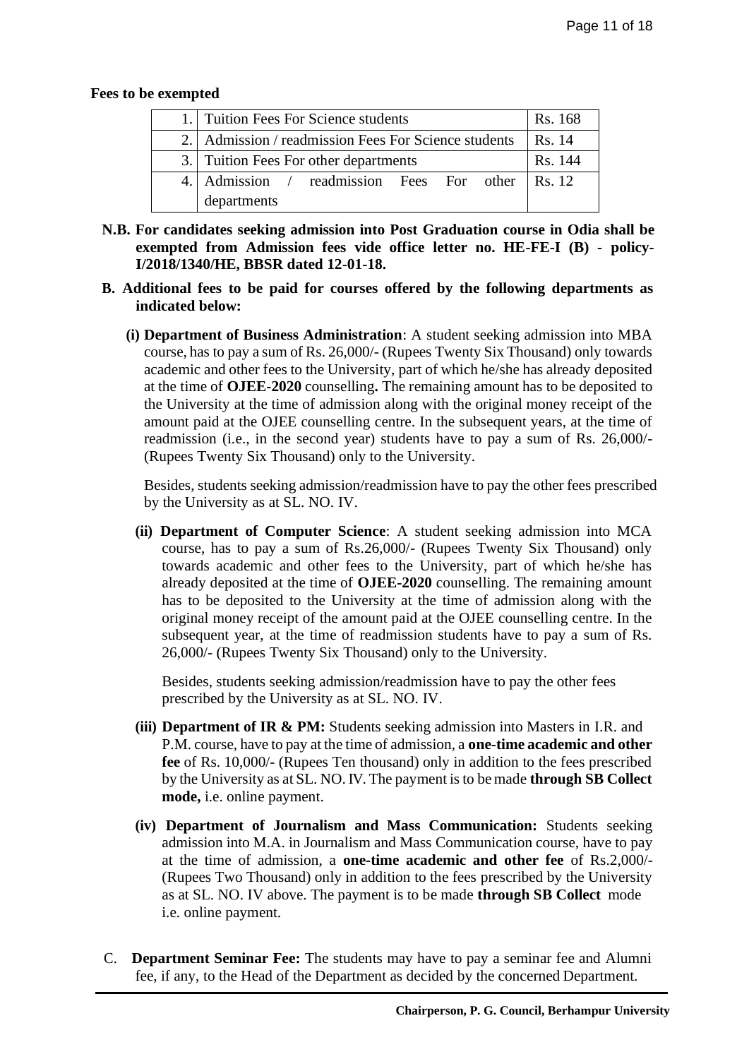**Fees to be exempted**

| | | |
|---|---|---|
| 1. | Tuition Fees For Science students | Rs. 168 |
| 2. | Admission / readmission Fees For Science students | Rs. 14 |
| 3. | Tuition Fees For other departments | Rs. 144 |
| 4. | Admission / readmission Fees For other departments | Rs. 12 |

**N.B. For candidates seeking admission into Post Graduation course in Odia shall be exempted from Admission fees vide office letter no. HE-FE-I (B) - policy-I/2018/1340/HE, BBSR dated 12-01-18.**

**B. Additional fees to be paid for courses offered by the following departments as indicated below:**

**(i) Department of Business Administration**: A student seeking admission into MBA course, has to pay a sum of Rs. 26,000/- (Rupees Twenty Six Thousand) only towards academic and other fees to the University, part of which he/she has already deposited at the time of **OJEE-2020** counselling**.** The remaining amount has to be deposited to the University at the time of admission along with the original money receipt of the amount paid at the OJEE counselling centre. In the subsequent years, at the time of readmission (i.e., in the second year) students have to pay a sum of Rs. 26,000/- (Rupees Twenty Six Thousand) only to the University.

Besides, students seeking admission/readmission have to pay the other fees prescribed by the University as at SL. NO. IV.

**(ii) Department of Computer Science**: A student seeking admission into MCA course, has to pay a sum of Rs.26,000/- (Rupees Twenty Six Thousand) only towards academic and other fees to the University, part of which he/she has already deposited at the time of **OJEE-2020** counselling. The remaining amount has to be deposited to the University at the time of admission along with the original money receipt of the amount paid at the OJEE counselling centre. In the subsequent year, at the time of readmission students have to pay a sum of Rs. 26,000/- (Rupees Twenty Six Thousand) only to the University.

Besides, students seeking admission/readmission have to pay the other fees prescribed by the University as at SL. NO. IV.

**(iii) Department of IR & PM:** Students seeking admission into Masters in I.R. and P.M. course, have to pay at the time of admission, a **one-time academic and other fee** of Rs. 10,000/- (Rupees Ten thousand) only in addition to the fees prescribed by the University as at SL. NO. IV. The payment is to be made **through SB Collect mode,** i.e. online payment.

**(iv) Department of Journalism and Mass Communication:** Students seeking admission into M.A. in Journalism and Mass Communication course, have to pay at the time of admission, a **one-time academic and other fee** of Rs.2,000/- (Rupees Two Thousand) only in addition to the fees prescribed by the University as at SL. NO. IV above. The payment is to be made **through SB Collect** mode i.e. online payment.

C. **Department Seminar Fee:** The students may have to pay a seminar fee and Alumni fee, if any, to the Head of the Department as decided by the concerned Department.

**Chairperson, P. G. Council, Berhampur University**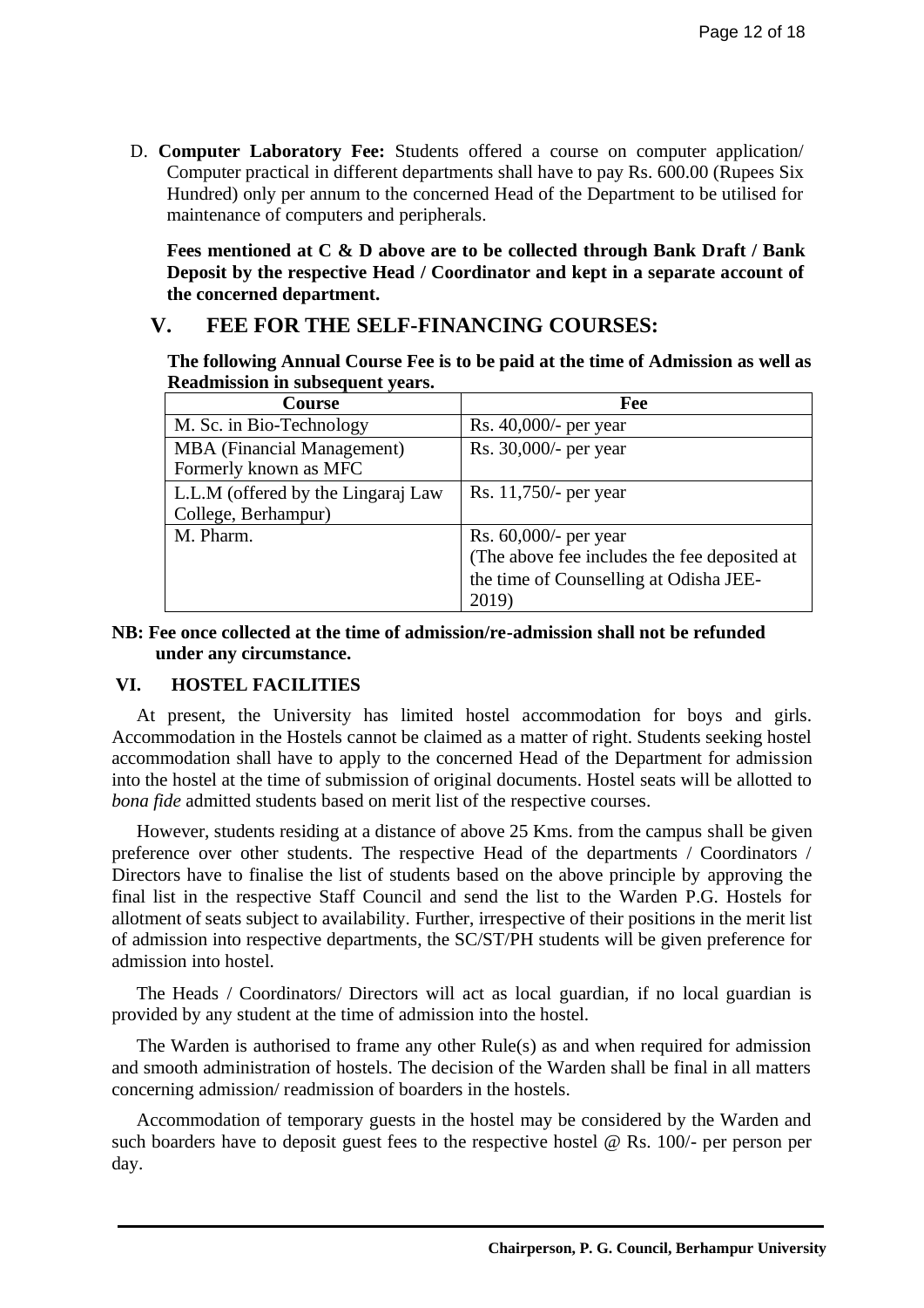D. **Computer Laboratory Fee:** Students offered a course on computer application/ Computer practical in different departments shall have to pay Rs. 600.00 (Rupees Six Hundred) only per annum to the concerned Head of the Department to be utilised for maintenance of computers and peripherals.

**Fees mentioned at C & D above are to be collected through Bank Draft / Bank Deposit by the respective Head / Coordinator and kept in a separate account of the concerned department.**

## V. FEE FOR THE SELF-FINANCING COURSES:

**The following Annual Course Fee is to be paid at the time of Admission as well as Readmission in subsequent years.**

| Course | Fee |
|---|---|
| M. Sc. in Bio-Technology | Rs. 40,000/- per year |
| MBA (Financial Management) Formerly known as MFC | Rs. 30,000/- per year |
| L.L.M (offered by the Lingaraj Law College, Berhampur) | Rs. 11,750/- per year |
| M. Pharm. | Rs. 60,000/- per year (The above fee includes the fee deposited at the time of Counselling at Odisha JEE-2019) |

**NB: Fee once collected at the time of admission/re-admission shall not be refunded under any circumstance.**

## VI. HOSTEL FACILITIES

At present, the University has limited hostel accommodation for boys and girls. Accommodation in the Hostels cannot be claimed as a matter of right. Students seeking hostel accommodation shall have to apply to the concerned Head of the Department for admission into the hostel at the time of submission of original documents. Hostel seats will be allotted to *bona fide* admitted students based on merit list of the respective courses.

However, students residing at a distance of above 25 Kms. from the campus shall be given preference over other students. The respective Head of the departments / Coordinators / Directors have to finalise the list of students based on the above principle by approving the final list in the respective Staff Council and send the list to the Warden P.G. Hostels for allotment of seats subject to availability. Further, irrespective of their positions in the merit list of admission into respective departments, the SC/ST/PH students will be given preference for admission into hostel.

The Heads / Coordinators/ Directors will act as local guardian, if no local guardian is provided by any student at the time of admission into the hostel.

The Warden is authorised to frame any other Rule(s) as and when required for admission and smooth administration of hostels. The decision of the Warden shall be final in all matters concerning admission/ readmission of boarders in the hostels.

Accommodation of temporary guests in the hostel may be considered by the Warden and such boarders have to deposit guest fees to the respective hostel @ Rs. 100/- per person per day.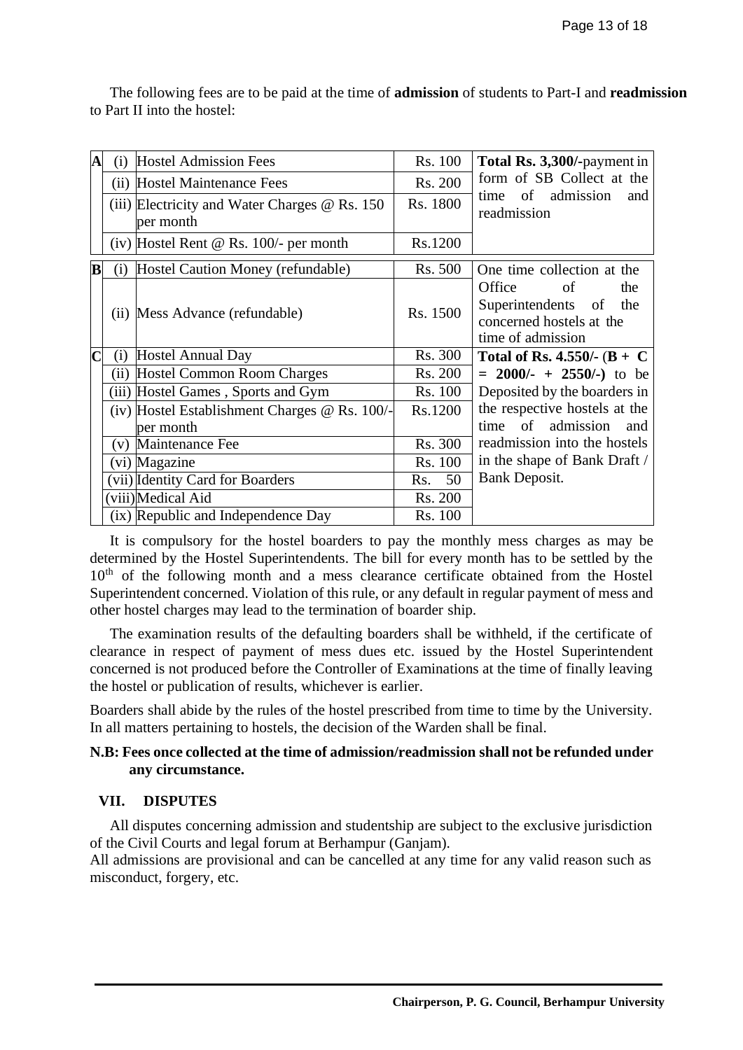The following fees are to be paid at the time of **admission** of students to Part-I and **readmission** to Part II into the hostel:

| | | | | |
|---|---|---|---|---|
| **A** | (i) | Hostel Admission Fees | Rs. 100 | **Total Rs. 3,300/-**payment in form of SB Collect at the time of admission and readmission |
| | (ii) | Hostel Maintenance Fees | Rs. 200 | |
| | (iii) | Electricity and Water Charges @ Rs. 150 per month | Rs. 1800 | |
| | (iv) | Hostel Rent @ Rs. 100/- per month | Rs.1200 | |
| **B** | (i) | Hostel Caution Money (refundable) | Rs. 500 | One time collection at the Office of the Superintendents of the concerned hostels at the time of admission |
| | (ii) | Mess Advance (refundable) | Rs. 1500 | |
| **C** | (i) | Hostel Annual Day | Rs. 300 | **Total of Rs. 4.550/- (B + C = 2000/- + 2550/-)** to be Deposited by the boarders in the respective hostels at the time of admission and readmission into the hostels in the shape of Bank Draft / Bank Deposit. |
| | (ii) | Hostel Common Room Charges | Rs. 200 | |
| | (iii) | Hostel Games , Sports and Gym | Rs. 100 | |
| | (iv) | Hostel Establishment Charges @ Rs. 100/- per month | Rs.1200 | |
| | (v) | Maintenance Fee | Rs. 300 | |
| | (vi) | Magazine | Rs. 100 | |
| | (vii) | Identity Card for Boarders | Rs. 50 | |
| | (viii) | Medical Aid | Rs. 200 | |
| | (ix) | Republic and Independence Day | Rs. 100 | |

It is compulsory for the hostel boarders to pay the monthly mess charges as may be determined by the Hostel Superintendents. The bill for every month has to be settled by the 10th of the following month and a mess clearance certificate obtained from the Hostel Superintendent concerned. Violation of this rule, or any default in regular payment of mess and other hostel charges may lead to the termination of boarder ship.

The examination results of the defaulting boarders shall be withheld, if the certificate of clearance in respect of payment of mess dues etc. issued by the Hostel Superintendent concerned is not produced before the Controller of Examinations at the time of finally leaving the hostel or publication of results, whichever is earlier.

Boarders shall abide by the rules of the hostel prescribed from time to time by the University. In all matters pertaining to hostels, the decision of the Warden shall be final.

**N.B: Fees once collected at the time of admission/readmission shall not be refunded under any circumstance.**

## VII. DISPUTES

All disputes concerning admission and studentship are subject to the exclusive jurisdiction of the Civil Courts and legal forum at Berhampur (Ganjam).

All admissions are provisional and can be cancelled at any time for any valid reason such as misconduct, forgery, etc.

**Chairperson, P. G. Council, Berhampur University**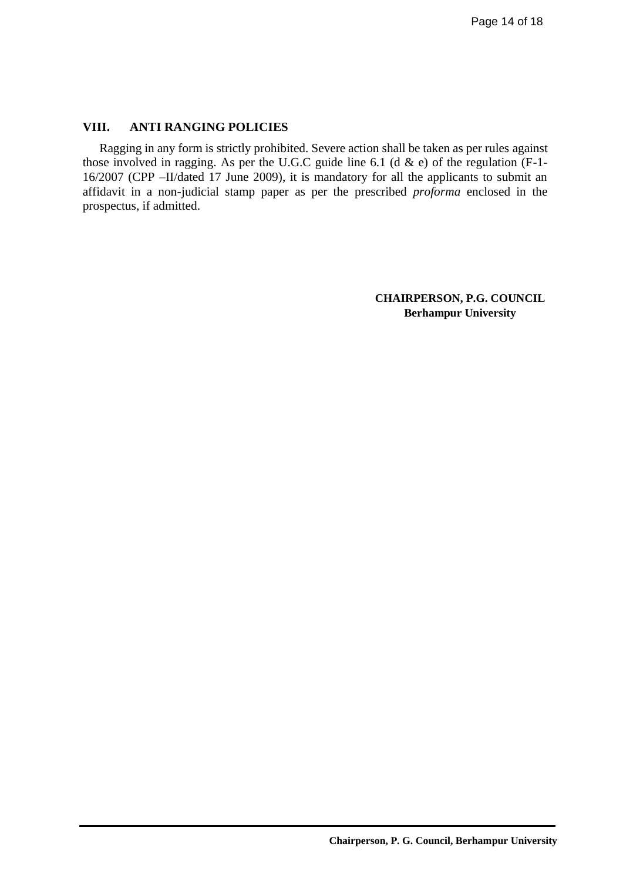## VIII. ANTI RANGING POLICIES

Ragging in any form is strictly prohibited. Severe action shall be taken as per rules against those involved in ragging. As per the U.G.C guide line 6.1 (d & e) of the regulation (F-1-16/2007 (CPP –II/dated 17 June 2009), it is mandatory for all the applicants to submit an affidavit in a non-judicial stamp paper as per the prescribed *proforma* enclosed in the prospectus, if admitted.

**CHAIRPERSON, P.G. COUNCIL**
**Berhampur University**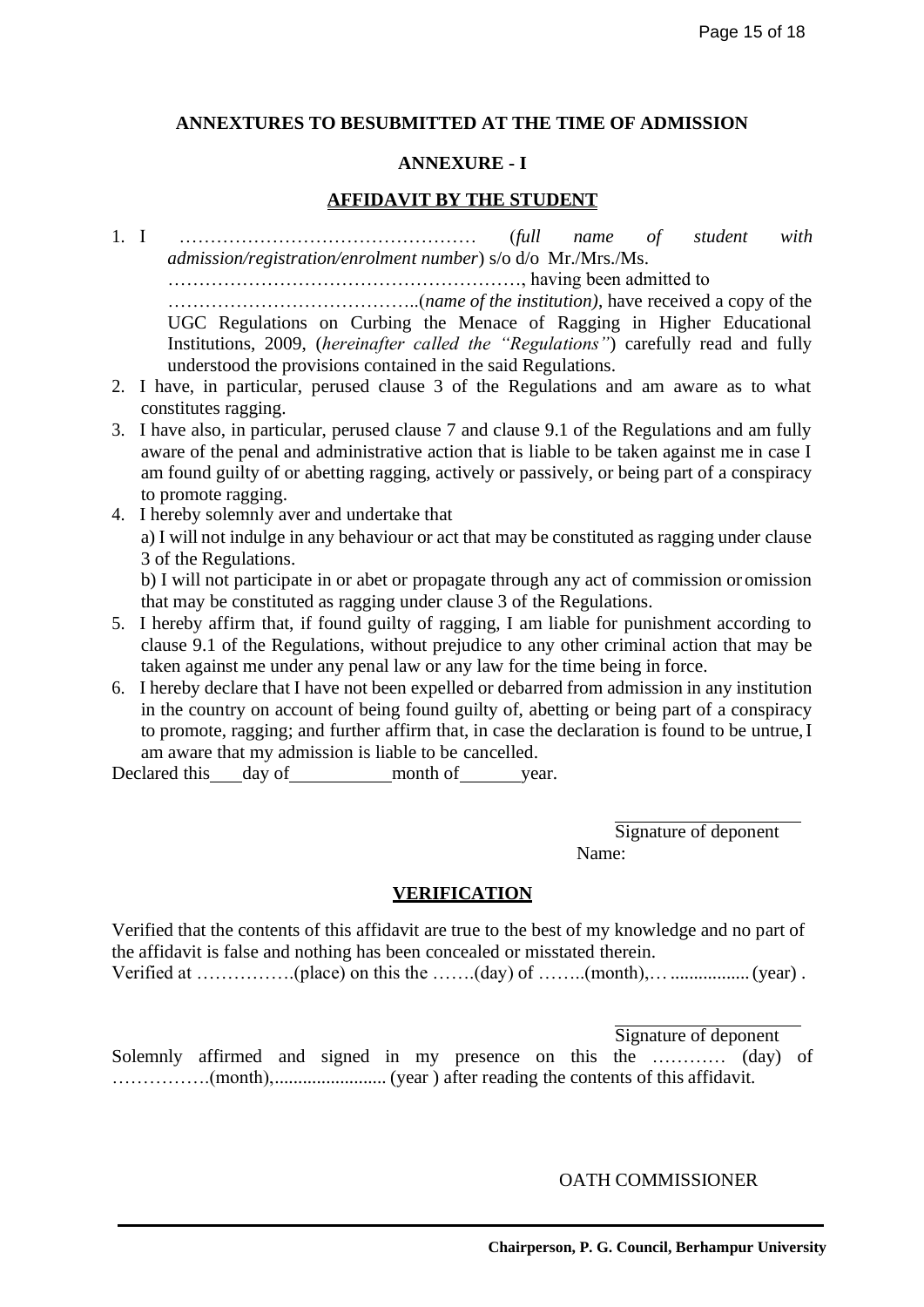**ANNEXTURES TO BESUBMITTED AT THE TIME OF ADMISSION**

**ANNEXURE - I**

**AFFIDAVIT BY THE STUDENT**

1. I ………………………………………… (*full name of student with admission/registration/enrolment number*) s/o d/o Mr./Mrs./Ms. …………………………………………………, having been admitted to …………………………………..(*name of the institution)*, have received a copy of the UGC Regulations on Curbing the Menace of Ragging in Higher Educational Institutions, 2009, (*hereinafter called the "Regulations"*) carefully read and fully understood the provisions contained in the said Regulations.
2. I have, in particular, perused clause 3 of the Regulations and am aware as to what constitutes ragging.
3. I have also, in particular, perused clause 7 and clause 9.1 of the Regulations and am fully aware of the penal and administrative action that is liable to be taken against me in case I am found guilty of or abetting ragging, actively or passively, or being part of a conspiracy to promote ragging.
4. I hereby solemnly aver and undertake that

   a) I will not indulge in any behaviour or act that may be constituted as ragging under clause 3 of the Regulations.

   b) I will not participate in or abet or propagate through any act of commission or omission that may be constituted as ragging under clause 3 of the Regulations.
5. I hereby affirm that, if found guilty of ragging, I am liable for punishment according to clause 9.1 of the Regulations, without prejudice to any other criminal action that may be taken against me under any penal law or any law for the time being in force.
6. I hereby declare that I have not been expelled or debarred from admission in any institution in the country on account of being found guilty of, abetting or being part of a conspiracy to promote, ragging; and further affirm that, in case the declaration is found to be untrue, I am aware that my admission is liable to be cancelled.

Declared this\_\_\_\_day of\_\_\_\_\_\_\_\_\_\_\_month of\_\_\_\_\_\_\_year.

\_\_\_\_\_\_\_\_\_\_\_\_\_\_\_\_\_\_\_\_

Signature of deponent

Name:

**VERIFICATION**

Verified that the contents of this affidavit are true to the best of my knowledge and no part of the affidavit is false and nothing has been concealed or misstated therein.

Verified at …………….(place) on this the …….(day) of ……..(month),… ................ (year) .

\_\_\_\_\_\_\_\_\_\_\_\_\_\_\_\_\_\_\_\_

Signature of deponent

Solemnly affirmed and signed in my presence on this the ………… (day) of …………….(month),........................ (year ) after reading the contents of this affidavit.

OATH COMMISSIONER

**Chairperson, P. G. Council, Berhampur University**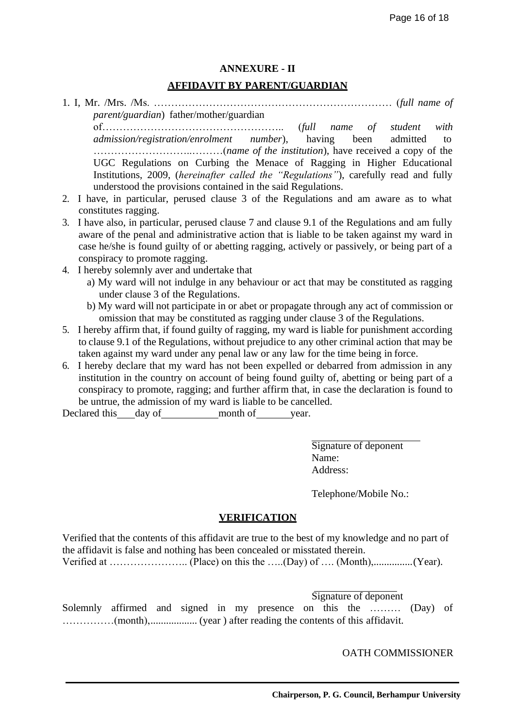## ANNEXURE - II

## AFFIDAVIT BY PARENT/GUARDIAN

1. I, Mr. /Mrs. /Ms. …………………………………………………………… (*full name of parent/guardian*) father/mother/guardian of…………………………………………….. (*full name of student with admission/registration/enrolment number*), having been admitted to ……………………..………(*name of the institution*), have received a copy of the UGC Regulations on Curbing the Menace of Ragging in Higher Educational Institutions, 2009, (*hereinafter called the "Regulations"*), carefully read and fully understood the provisions contained in the said Regulations.
2. I have, in particular, perused clause 3 of the Regulations and am aware as to what constitutes ragging.
3. I have also, in particular, perused clause 7 and clause 9.1 of the Regulations and am fully aware of the penal and administrative action that is liable to be taken against my ward in case he/she is found guilty of or abetting ragging, actively or passively, or being part of a conspiracy to promote ragging.
4. I hereby solemnly aver and undertake that
   a) My ward will not indulge in any behaviour or act that may be constituted as ragging under clause 3 of the Regulations.
   b) My ward will not participate in or abet or propagate through any act of commission or omission that may be constituted as ragging under clause 3 of the Regulations.
5. I hereby affirm that, if found guilty of ragging, my ward is liable for punishment according to clause 9.1 of the Regulations, without prejudice to any other criminal action that may be taken against my ward under any penal law or any law for the time being in force.
6. I hereby declare that my ward has not been expelled or debarred from admission in any institution in the country on account of being found guilty of, abetting or being part of a conspiracy to promote, ragging; and further affirm that, in case the declaration is found to be untrue, the admission of my ward is liable to be cancelled.

Declared this\_\_\_\_day of\_\_\_\_\_\_\_\_\_\_\_month of\_\_\_\_\_\_\_year.

Signature of deponent
Name:
Address:

Telephone/Mobile No.:

## VERIFICATION

Verified that the contents of this affidavit are true to the best of my knowledge and no part of the affidavit is false and nothing has been concealed or misstated therein.
Verified at ………………….. (Place) on this the …..(Day) of …. (Month),...............(Year).

Signature of deponent

Solemnly affirmed and signed in my presence on this the ……… (Day) of ……………(month),.................. (year ) after reading the contents of this affidavit.

OATH COMMISSIONER

**Chairperson, P. G. Council, Berhampur University**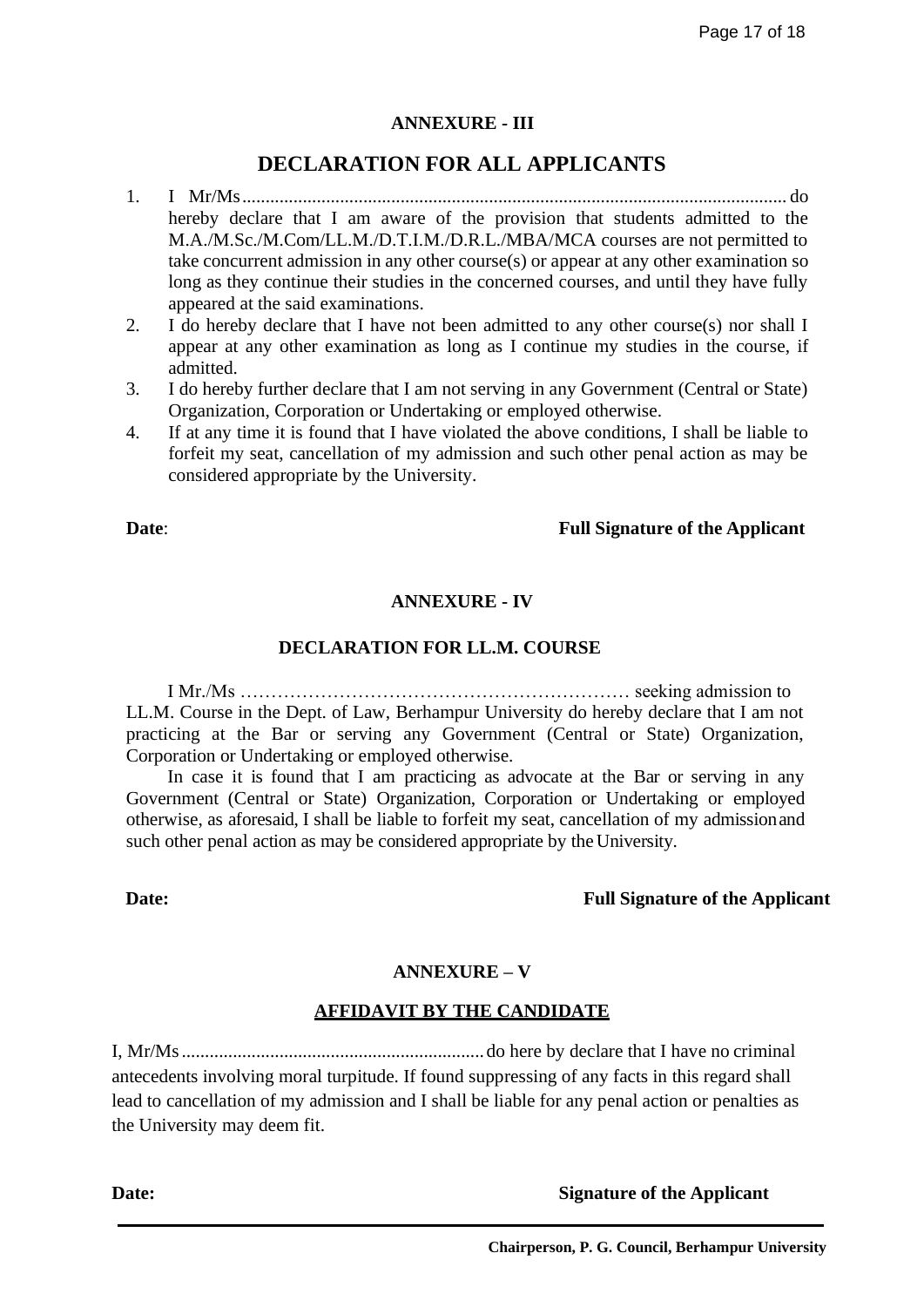## ANNEXURE - III

## DECLARATION FOR ALL APPLICANTS

1. I Mr/Ms.................................................................................................................... do hereby declare that I am aware of the provision that students admitted to the M.A./M.Sc./M.Com/LL.M./D.T.I.M./D.R.L./MBA/MCA courses are not permitted to take concurrent admission in any other course(s) or appear at any other examination so long as they continue their studies in the concerned courses, and until they have fully appeared at the said examinations.
2. I do hereby declare that I have not been admitted to any other course(s) nor shall I appear at any other examination as long as I continue my studies in the course, if admitted.
3. I do hereby further declare that I am not serving in any Government (Central or State) Organization, Corporation or Undertaking or employed otherwise.
4. If at any time it is found that I have violated the above conditions, I shall be liable to forfeit my seat, cancellation of my admission and such other penal action as may be considered appropriate by the University.

**Date**: **Full Signature of the Applicant**

## ANNEXURE - IV

### DECLARATION FOR LL.M. COURSE

I Mr./Ms ……………………………………………………… seeking admission to LL.M. Course in the Dept. of Law, Berhampur University do hereby declare that I am not practicing at the Bar or serving any Government (Central or State) Organization, Corporation or Undertaking or employed otherwise.

In case it is found that I am practicing as advocate at the Bar or serving in any Government (Central or State) Organization, Corporation or Undertaking or employed otherwise, as aforesaid, I shall be liable to forfeit my seat, cancellation of my admission and such other penal action as may be considered appropriate by the University.

**Date:** **Full Signature of the Applicant**

## ANNEXURE – V

### AFFIDAVIT BY THE CANDIDATE

I, Mr/Ms................................................................ do here by declare that I have no criminal antecedents involving moral turpitude. If found suppressing of any facts in this regard shall lead to cancellation of my admission and I shall be liable for any penal action or penalties as the University may deem fit.

**Date:** **Signature of the Applicant**

**Chairperson, P. G. Council, Berhampur University**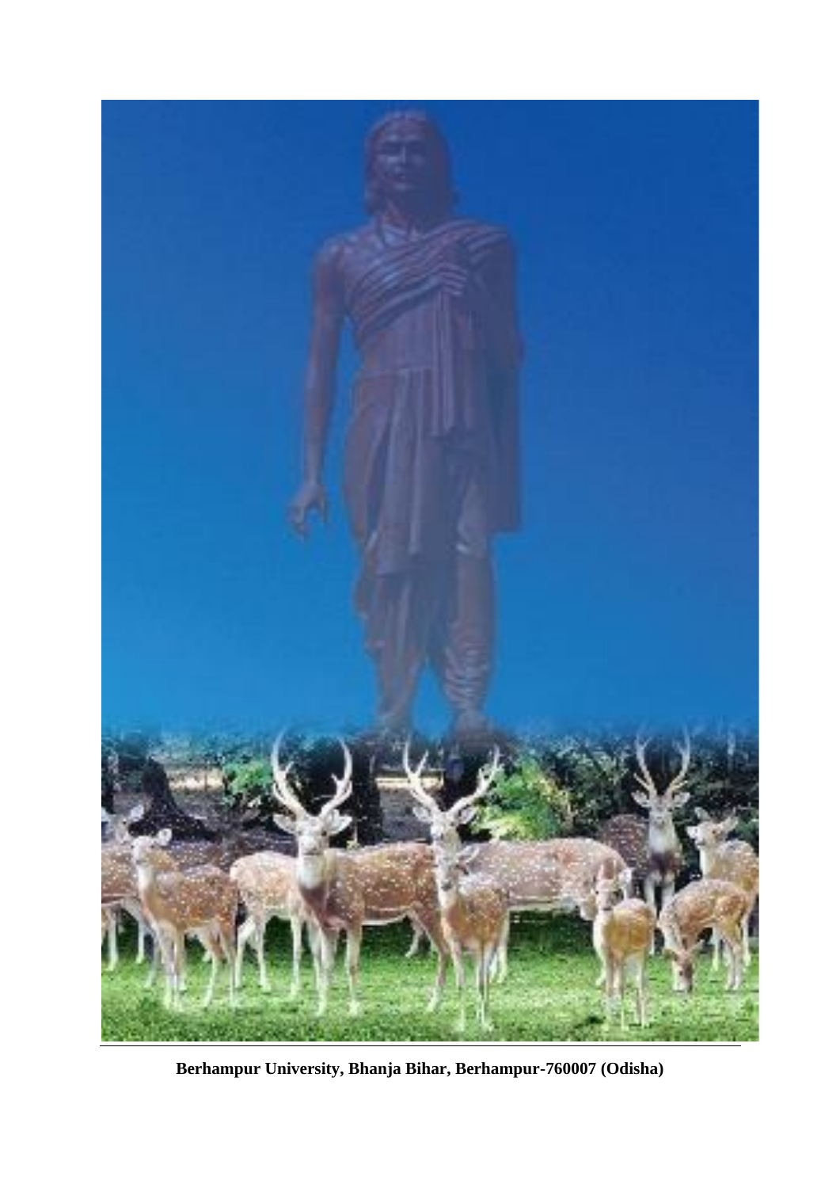**Berhampur University, Bhanja Bihar, Berhampur-760007 (Odisha)**